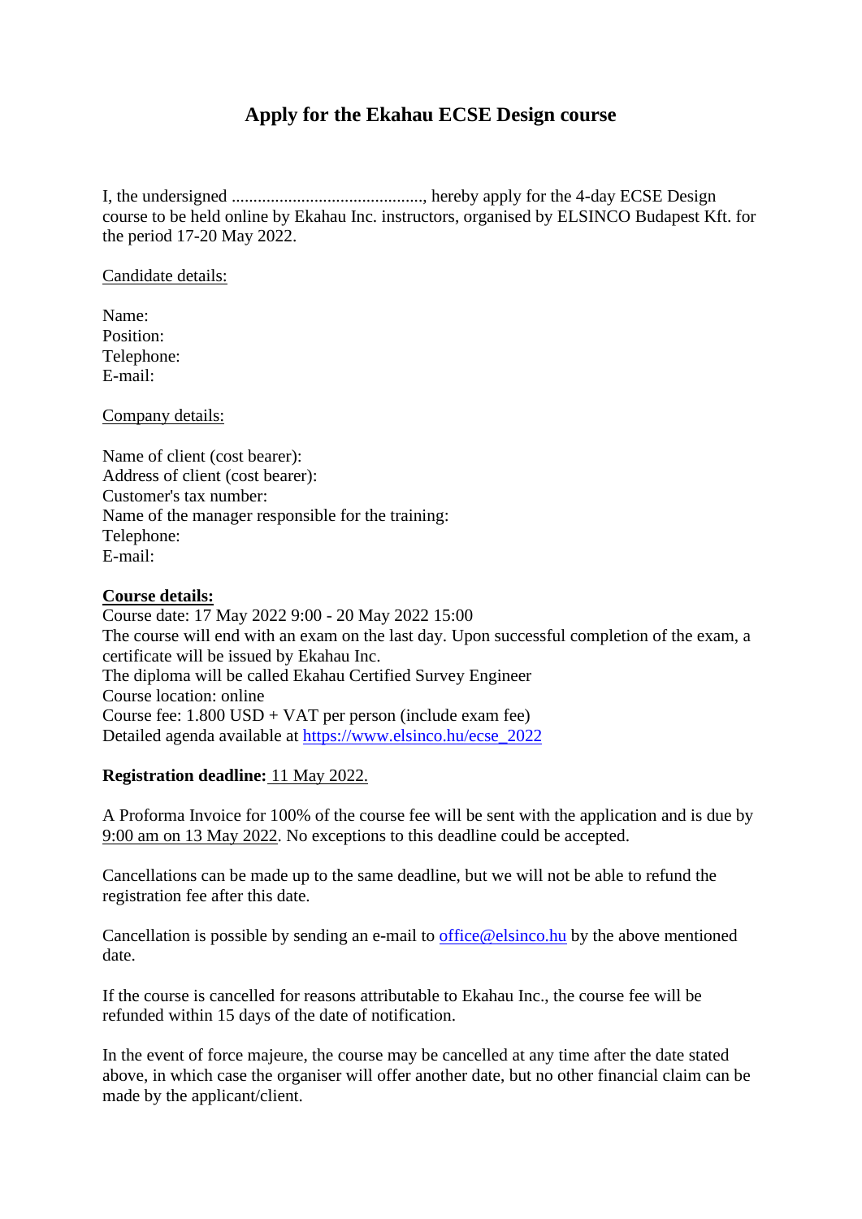# Apply for the Ekahau ECSE Design course

I, the undersigned ............................................, hereby apply for the 4-day ECSE Design course to be held online by Ekahau Inc. instructors, organised by ELSINCO Budapest Kft. for the period 17-20 May 2022.

Candidate details:

Name:
Position:
Telephone:
E-mail:

Company details:

Name of client (cost bearer):
Address of client (cost bearer):
Customer's tax number:
Name of the manager responsible for the training:
Telephone:
E-mail:

**Course details:**
Course date: 17 May 2022 9:00 - 20 May 2022 15:00
The course will end with an exam on the last day. Upon successful completion of the exam, a certificate will be issued by Ekahau Inc.
The diploma will be called Ekahau Certified Survey Engineer
Course location: online
Course fee: 1.800 USD + VAT per person (include exam fee)
Detailed agenda available at [https://www.elsinco.hu/ecse_2022](https://www.elsinco.hu/ecse_2022)

**Registration deadline:** 11 May 2022.

A Proforma Invoice for 100% of the course fee will be sent with the application and is due by 9:00 am on 13 May 2022. No exceptions to this deadline could be accepted.

Cancellations can be made up to the same deadline, but we will not be able to refund the registration fee after this date.

Cancellation is possible by sending an e-mail to [office@elsinco.hu](mailto:office@elsinco.hu) by the above mentioned date.

If the course is cancelled for reasons attributable to Ekahau Inc., the course fee will be refunded within 15 days of the date of notification.

In the event of force majeure, the course may be cancelled at any time after the date stated above, in which case the organiser will offer another date, but no other financial claim can be made by the applicant/client.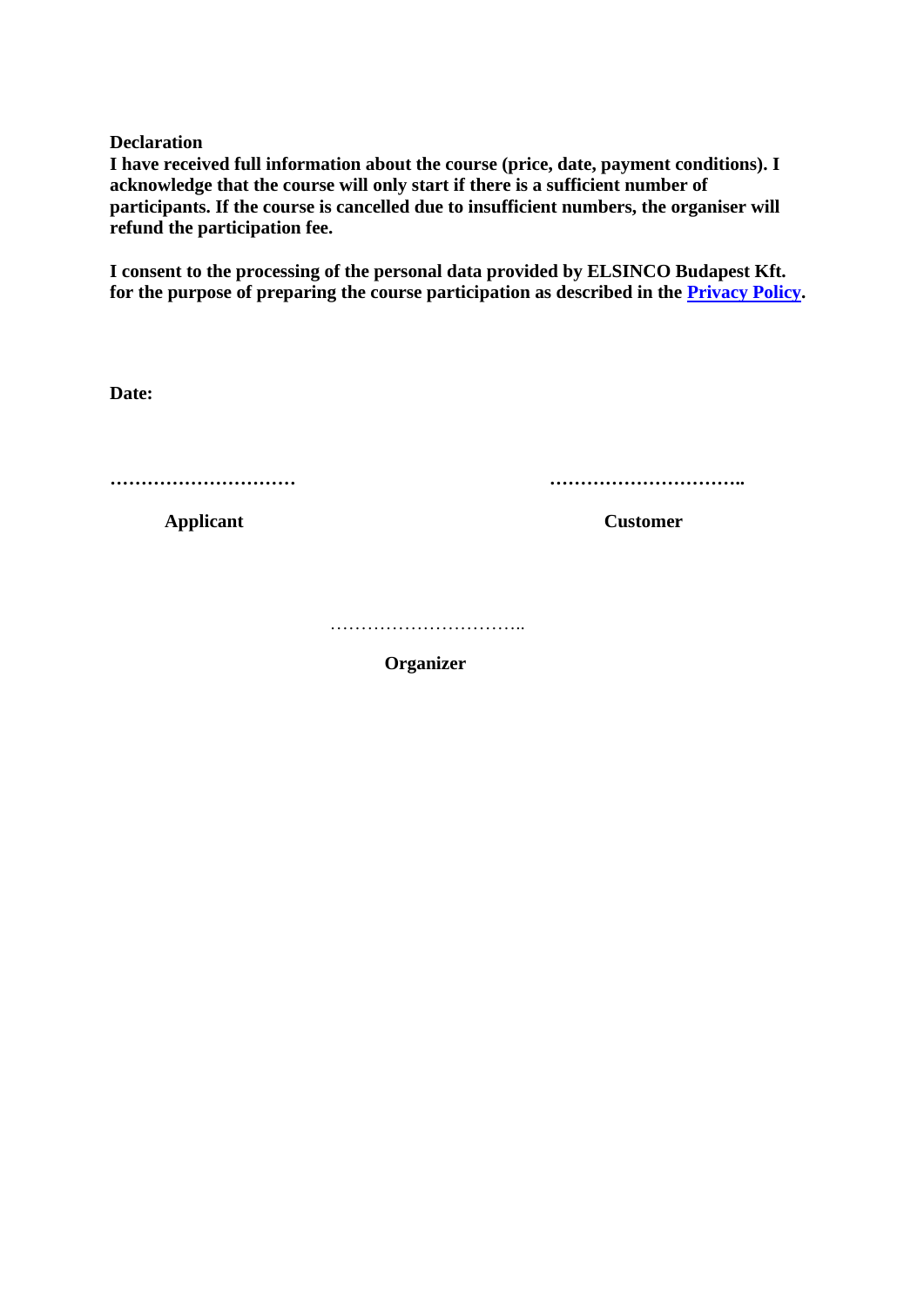**Declaration**

**I have received full information about the course (price, date, payment conditions). I acknowledge that the course will only start if there is a sufficient number of participants. If the course is cancelled due to insufficient numbers, the organiser will refund the participation fee.**

**I consent to the processing of the personal data provided by ELSINCO Budapest Kft. for the purpose of preparing the course participation as described in the Privacy Policy.**

**Date:**

**…………………………** **…………………………..**

**Applicant** **Customer**

…………………………..

**Organizer**